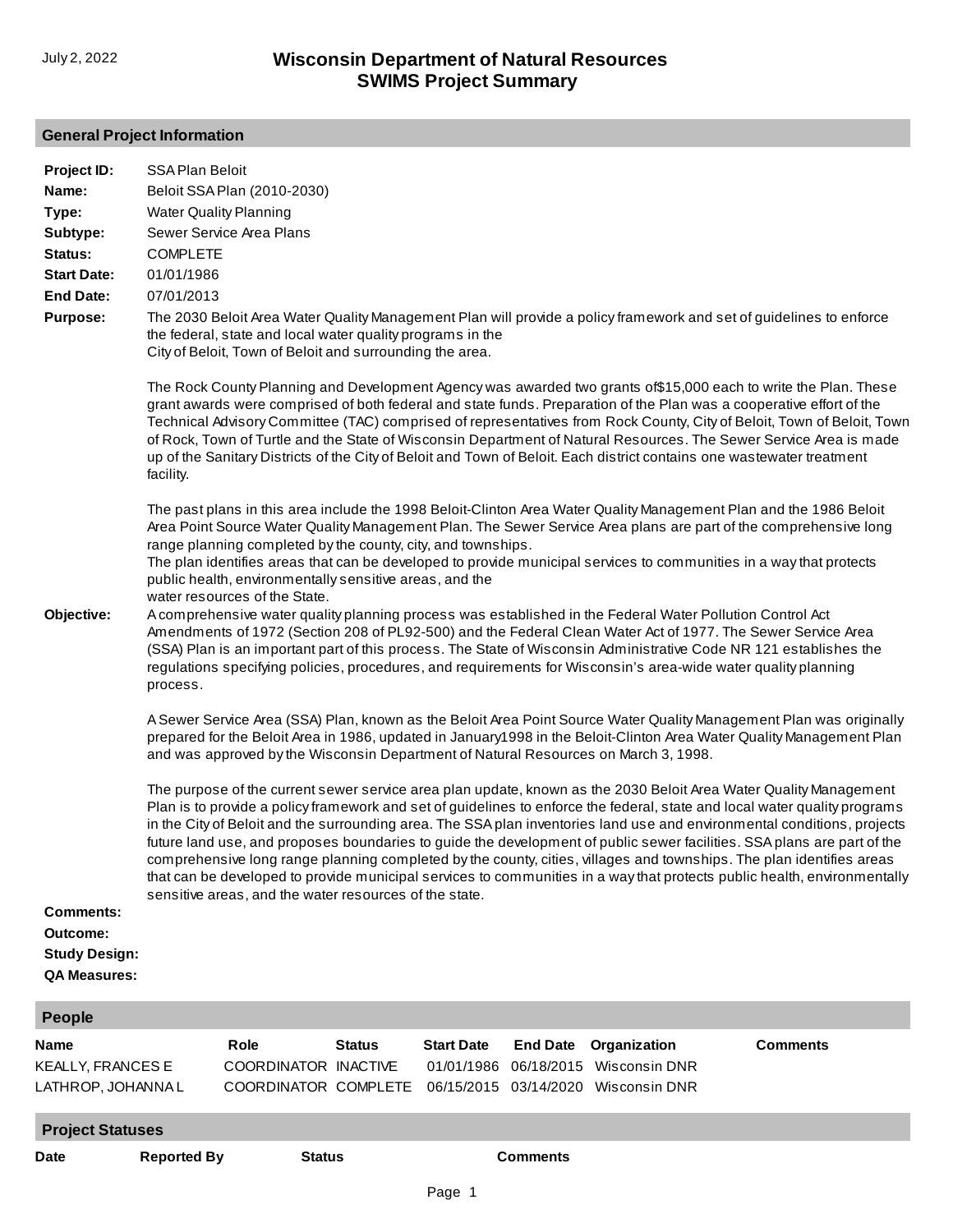July 2, 2022

# Wisconsin Department of Natural Resources
# SWIMS Project Summary

## General Project Information

**Project ID:** SSA Plan Beloit

**Name:** Beloit SSA Plan (2010-2030)

**Type:** Water Quality Planning

**Subtype:** Sewer Service Area Plans

**Status:** COMPLETE

**Start Date:** 01/01/1986

**End Date:** 07/01/2013

**Purpose:** The 2030 Beloit Area Water Quality Management Plan will provide a policy framework and set of guidelines to enforce the federal, state and local water quality programs in the
City of Beloit, Town of Beloit and surrounding the area.

The Rock County Planning and Development Agency was awarded two grants of$15,000 each to write the Plan. These grant awards were comprised of both federal and state funds. Preparation of the Plan was a cooperative effort of the Technical Advisory Committee (TAC) comprised of representatives from Rock County, City of Beloit, Town of Beloit, Town of Rock, Town of Turtle and the State of Wisconsin Department of Natural Resources. The Sewer Service Area is made up of the Sanitary Districts of the City of Beloit and Town of Beloit. Each district contains one wastewater treatment facility.

The past plans in this area include the 1998 Beloit-Clinton Area Water Quality Management Plan and the 1986 Beloit Area Point Source Water Quality Management Plan. The Sewer Service Area plans are part of the comprehensive long range planning completed by the county, city, and townships.
The plan identifies areas that can be developed to provide municipal services to communities in a way that protects public health, environmentally sensitive areas, and the
water resources of the State.

**Objective:** A comprehensive water quality planning process was established in the Federal Water Pollution Control Act Amendments of 1972 (Section 208 of PL92-500) and the Federal Clean Water Act of 1977. The Sewer Service Area (SSA) Plan is an important part of this process. The State of Wisconsin Administrative Code NR 121 establishes the regulations specifying policies, procedures, and requirements for Wisconsin's area-wide water quality planning process.

A Sewer Service Area (SSA) Plan, known as the Beloit Area Point Source Water Quality Management Plan was originally prepared for the Beloit Area in 1986, updated in January1998 in the Beloit-Clinton Area Water Quality Management Plan and was approved by the Wisconsin Department of Natural Resources on March 3, 1998.

The purpose of the current sewer service area plan update, known as the 2030 Beloit Area Water Quality Management Plan is to provide a policy framework and set of guidelines to enforce the federal, state and local water quality programs in the City of Beloit and the surrounding area. The SSA plan inventories land use and environmental conditions, projects future land use, and proposes boundaries to guide the development of public sewer facilities. SSA plans are part of the comprehensive long range planning completed by the county, cities, villages and townships. The plan identifies areas that can be developed to provide municipal services to communities in a way that protects public health, environmentally sensitive areas, and the water resources of the state.

**Comments:**

**Outcome:**

**Study Design:**

**QA Measures:**

## People

| Name | Role | Status | Start Date | End Date | Organization | Comments |
|---|---|---|---|---|---|---|
| KEALLY, FRANCES E | COORDINATOR | INACTIVE | 01/01/1986 | 06/18/2015 | Wisconsin DNR | |
| LATHROP, JOHANNA L | COORDINATOR | COMPLETE | 06/15/2015 | 03/14/2020 | Wisconsin DNR | |

## Project Statuses

| Date | Reported By | Status | Comments |
|---|---|---|---|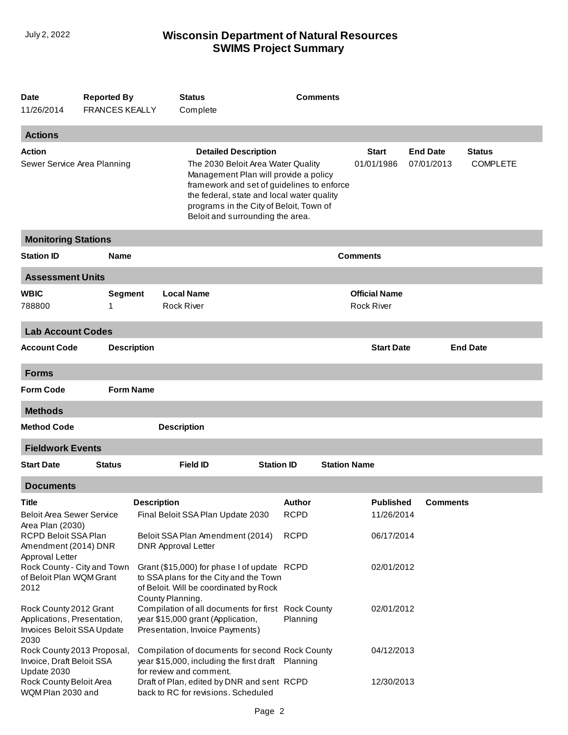| Date | Reported By | Status | Comments |
|---|---|---|---|
| 11/26/2014 | FRANCES KEALLY | Complete | |

## Actions

| Action | Detailed Description | Start | End Date | Status |
|---|---|---|---|---|
| Sewer Service Area Planning | The 2030 Beloit Area Water Quality Management Plan will provide a policy framework and set of guidelines to enforce the federal, state and local water quality programs in the City of Beloit, Town of Beloit and surrounding the area. | 01/01/1986 | 07/01/2013 | COMPLETE |

## Monitoring Stations

| Station ID | Name | Comments |
|---|---|---|

## Assessment Units

| WBIC | Segment | Local Name | Official Name |
|---|---|---|---|
| 788800 | 1 | Rock River | Rock River |

## Lab Account Codes

| Account Code | Description | Start Date | End Date |
|---|---|---|---|

## Forms

| Form Code | Form Name |
|---|---|

## Methods

| Method Code | Description |
|---|---|

## Fieldwork Events

| Start Date | Status | Field ID | Station ID | Station Name |
|---|---|---|---|---|

## Documents

| Title | Description | Author | Published | Comments |
|---|---|---|---|---|
| Beloit Area Sewer Service Area Plan (2030) | Final Beloit SSA Plan Update 2030 | RCPD | 11/26/2014 | |
| RCPD Beloit SSA Plan Amendment (2014) DNR Approval Letter | Beloit SSA Plan Amendment (2014) DNR Approval Letter | RCPD | 06/17/2014 | |
| Rock County - City and Town of Beloit Plan WQM Grant 2012 | Grant ($15,000) for phase I of update to SSA plans for the City and the Town of Beloit. Will be coordinated by Rock County Planning. | RCPD | 02/01/2012 | |
| Rock County 2012 Grant Applications, Presentation, Invoices Beloit SSA Update 2030 | Compilation of all documents for first year $15,000 grant (Application, Presentation, Invoice Payments) | Rock County Planning | 02/01/2012 | |
| Rock County 2013 Proposal, Invoice, Draft Beloit SSA Update 2030 | Compilation of documents for second year $15,000, including the first draft for review and comment. | Rock County Planning | 04/12/2013 | |
| Rock County Beloit Area WQM Plan 2030 and | Draft of Plan, edited by DNR and sent back to RC for revisions. Scheduled | RCPD | 12/30/2013 | |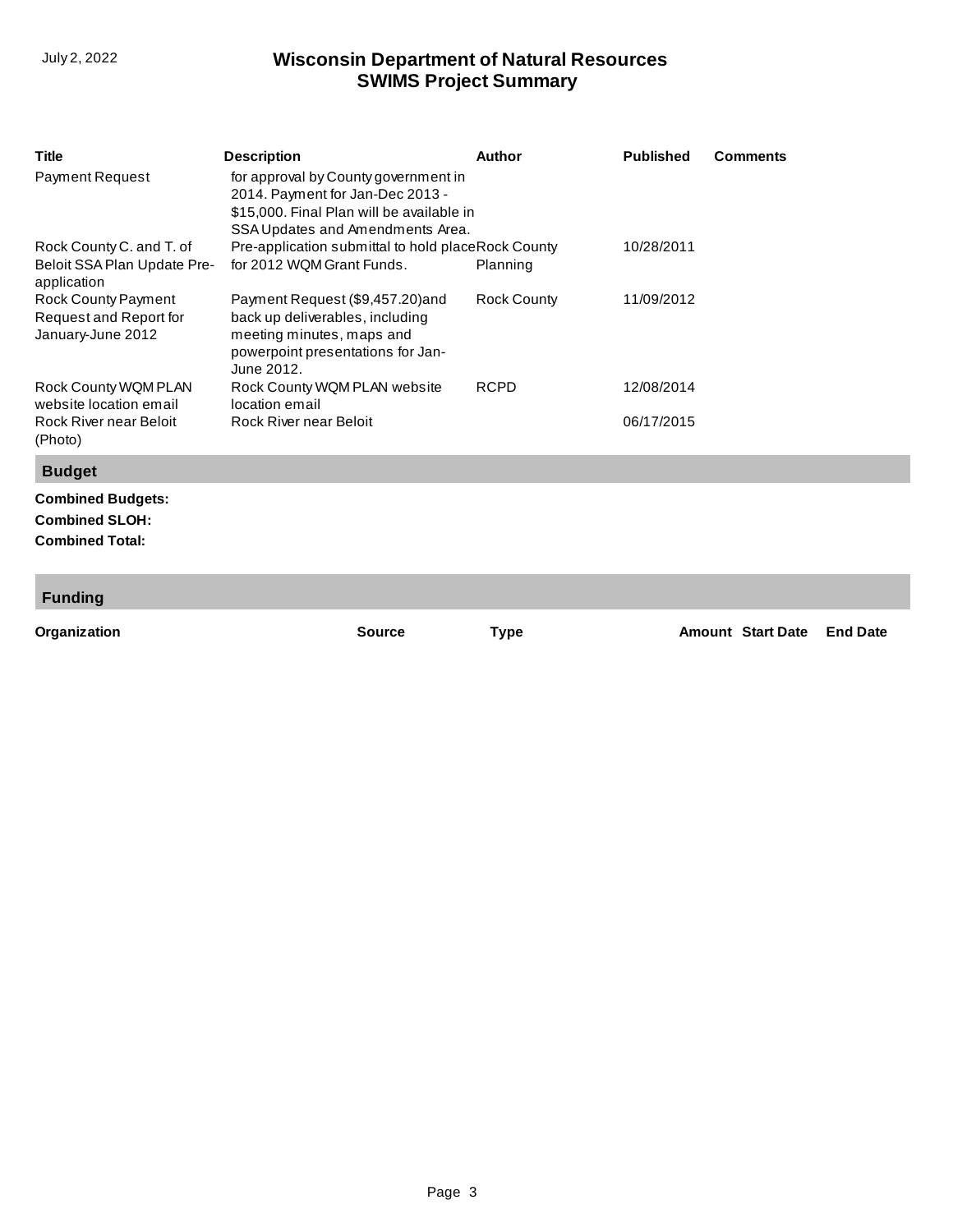| Title | Description | Author | Published | Comments |
|---|---|---|---|---|
| Payment Request | for approval by County government in 2014. Payment for Jan-Dec 2013 - $15,000. Final Plan will be available in SSA Updates and Amendments Area. | | | |
| Rock County C. and T. of Beloit SSA Plan Update Pre-application | Pre-application submittal to hold place for 2012 WQM Grant Funds. | Rock County Planning | 10/28/2011 | |
| Rock County Payment Request and Report for January-June 2012 | Payment Request ($9,457.20)and back up deliverables, including meeting minutes, maps and powerpoint presentations for Jan-June 2012. | Rock County | 11/09/2012 | |
| Rock County WQM PLAN website location email | Rock County WQM PLAN website location email | RCPD | 12/08/2014 | |
| Rock River near Beloit (Photo) | Rock River near Beloit | | 06/17/2015 | |

## Budget

**Combined Budgets:**

**Combined SLOH:**

**Combined Total:**

## Funding

| Organization | Source | Type | Amount | Start Date | End Date |
|---|---|---|---|---|---|